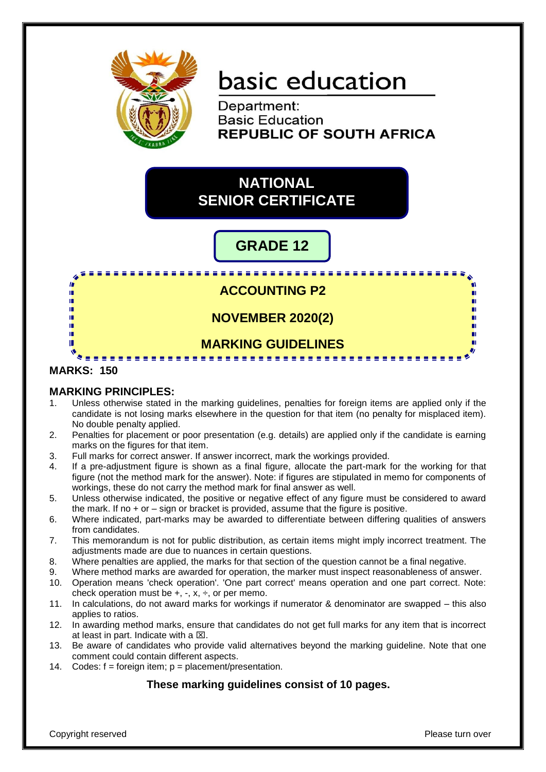# basic education

Department:
Basic Education
**REPUBLIC OF SOUTH AFRICA**

## NATIONAL SENIOR CERTIFICATE

## GRADE 12

## ACCOUNTING P2

## NOVEMBER 2020(2)

## MARKING GUIDELINES

**MARKS: 150**

### MARKING PRINCIPLES:

1. Unless otherwise stated in the marking guidelines, penalties for foreign items are applied only if the candidate is not losing marks elsewhere in the question for that item (no penalty for misplaced item). No double penalty applied.
2. Penalties for placement or poor presentation (e.g. details) are applied only if the candidate is earning marks on the figures for that item.
3. Full marks for correct answer. If answer incorrect, mark the workings provided.
4. If a pre-adjustment figure is shown as a final figure, allocate the part-mark for the working for that figure (not the method mark for the answer). Note: if figures are stipulated in memo for components of workings, these do not carry the method mark for final answer as well.
5. Unless otherwise indicated, the positive or negative effect of any figure must be considered to award the mark. If no + or – sign or bracket is provided, assume that the figure is positive.
6. Where indicated, part-marks may be awarded to differentiate between differing qualities of answers from candidates.
7. This memorandum is not for public distribution, as certain items might imply incorrect treatment. The adjustments made are due to nuances in certain questions.
8. Where penalties are applied, the marks for that section of the question cannot be a final negative.
9. Where method marks are awarded for operation, the marker must inspect reasonableness of answer.
10. Operation means 'check operation'. 'One part correct' means operation and one part correct. Note: check operation must be +, -, x, ÷, or per memo.
11. In calculations, do not award marks for workings if numerator & denominator are swapped – this also applies to ratios.
12. In awarding method marks, ensure that candidates do not get full marks for any item that is incorrect at least in part. Indicate with a ☒.
13. Be aware of candidates who provide valid alternatives beyond the marking guideline. Note that one comment could contain different aspects.
14. Codes: f = foreign item; p = placement/presentation.

**These marking guidelines consist of 10 pages.**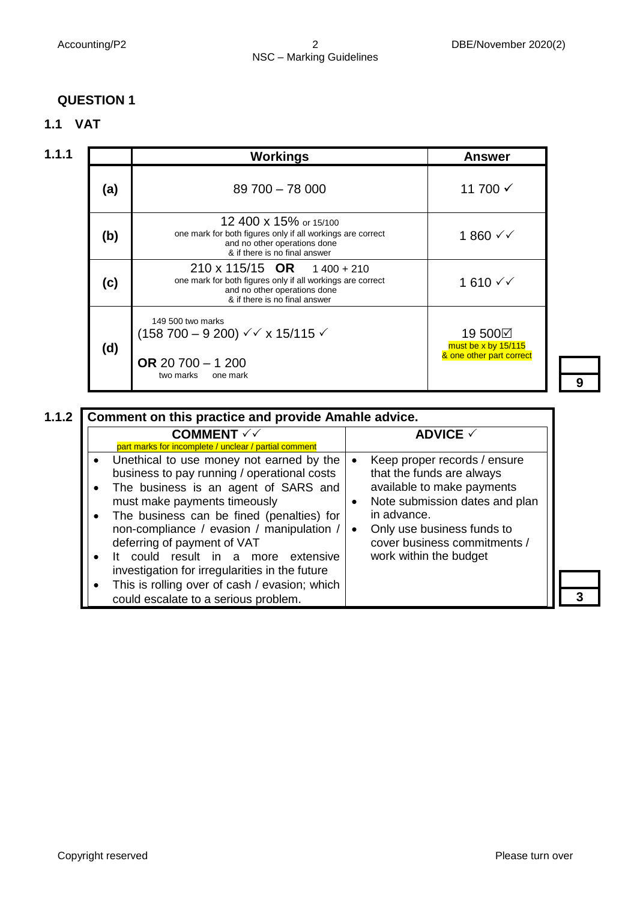## QUESTION 1

### 1.1 VAT

**1.1.1**

| | Workings | Answer |
|---|---|---|
| **(a)** | 89 700 – 78 000 | 11 700 ✓ |
| **(b)** | 12 400 x 15% or 15/100<br>one mark for both figures only if all workings are correct and no other operations done & if there is no final answer | 1 860 ✓✓ |
| **(c)** | 210 x 115/15 **OR** 1 400 + 210<br>one mark for both figures only if all workings are correct and no other operations done & if there is no final answer | 1 610 ✓✓ |
| **(d)** | 149 500 two marks<br>(158 700 – 9 200) ✓✓ x 15/115 ✓<br>**OR** 20 700 – 1 200<br>two marks one mark | 19 500☑<br>must be x by 15/115 & one other part correct |

**9**

**1.1.2**

**Comment on this practice and provide Amahle advice.**

| COMMENT ✓✓<br>part marks for incomplete / unclear / partial comment | ADVICE ✓ |
|---|---|
| • Unethical to use money not earned by the business to pay running / operational costs<br>• The business is an agent of SARS and must make payments timeously<br>• The business can be fined (penalties) for non-compliance / evasion / manipulation / deferring of payment of VAT<br>• It could result in a more extensive investigation for irregularities in the future<br>• This is rolling over of cash / evasion; which could escalate to a serious problem. | • Keep proper records / ensure that the funds are always available to make payments<br>• Note submission dates and plan in advance.<br>• Only use business funds to cover business commitments / work within the budget |

**3**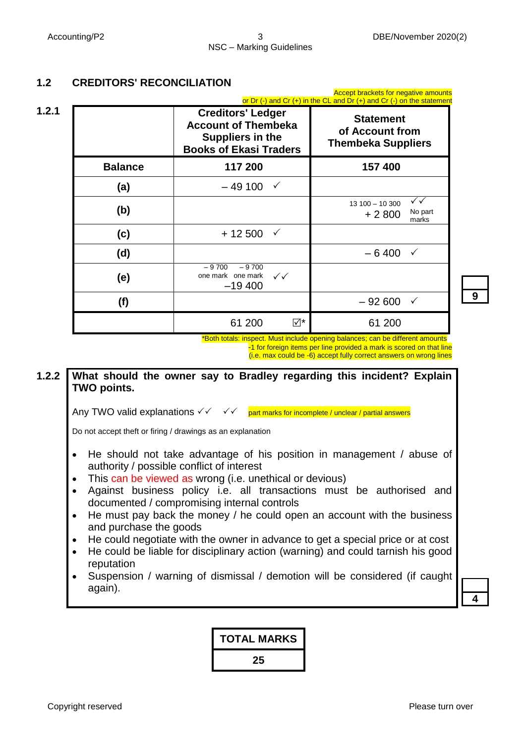## 1.2 CREDITORS' RECONCILIATION

Accept brackets for negative amounts or Dr (-) and Cr (+) in the CL and Dr (+) and Cr (-) on the statement

### 1.2.1

| | Creditors' Ledger Account of Thembeka Suppliers in the Books of Ekasi Traders | Statement of Account from Thembeka Suppliers |
|---|---|---|
| **Balance** | **117 200** | **157 400** |
| **(a)** | – 49 100 ✓ | |
| **(b)** | | 13 100 – 10 300 + 2 800 ✓✓ No part marks |
| **(c)** | + 12 500 ✓ | |
| **(d)** | | – 6 400 ✓ |
| **(e)** | – 9 700 one mark – 9 700 one mark –19 400 ✓✓ | |
| **(f)** | | – 92 600 ✓ |
| | 61 200 ☑* | 61 200 |

*Both totals: inspect. Must include opening balances; can be different amounts
-1 for foreign items per line provided a mark is scored on that line (i.e. max could be -6) accept fully correct answers on wrong lines

**9**

### 1.2.2

**What should the owner say to Bradley regarding this incident? Explain TWO points.**

Any TWO valid explanations ✓✓ ✓✓ part marks for incomplete / unclear / partial answers

Do not accept theft or firing / drawings as an explanation

- He should not take advantage of his position in management / abuse of authority / possible conflict of interest
- This can be viewed as wrong (i.e. unethical or devious)
- Against business policy i.e. all transactions must be authorised and documented / compromising internal controls
- He must pay back the money / he could open an account with the business and purchase the goods
- He could negotiate with the owner in advance to get a special price or at cost
- He could be liable for disciplinary action (warning) and could tarnish his good reputation
- Suspension / warning of dismissal / demotion will be considered (if caught again).

**4**

| TOTAL MARKS |
|---|
| 25 |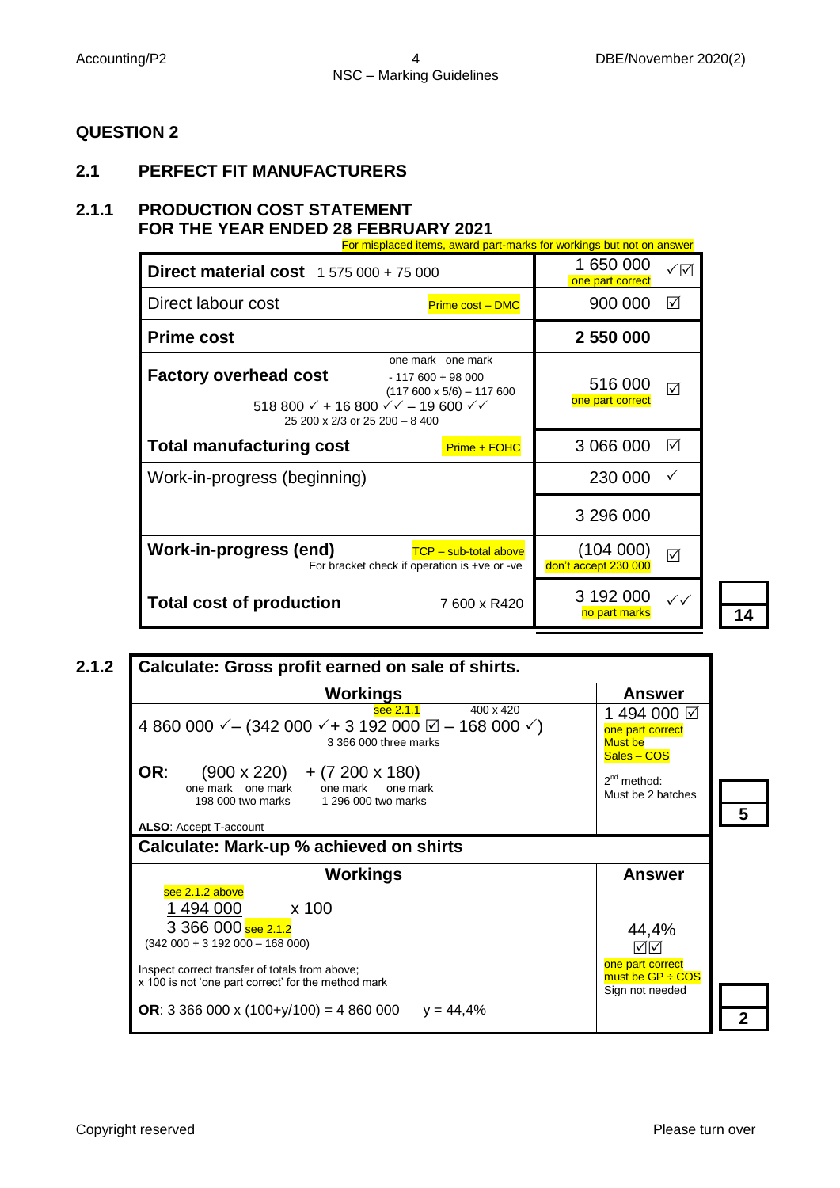## QUESTION 2

### 2.1 PERFECT FIT MANUFACTURERS

#### 2.1.1 PRODUCTION COST STATEMENT FOR THE YEAR ENDED 28 FEBRUARY 2021

For misplaced items, award part-marks for workings but not on answer

| | | |
|---|---|---|
| **Direct material cost** 1 575 000 + 75 000 | 1 650 000 ✓☑ (one part correct) | |
| Direct labour cost (Prime cost – DMC) | 900 000 ☑ | |
| **Prime cost** | **2 550 000** | |
| **Factory overhead cost** 518 800 ✓ + 16 800 ✓✓ – 19 600 ✓✓ <br> 16 800: one mark one mark; - 117 600 + 98 000; (117 600 x 5/6) – 117 600 <br> 19 600: 25 200 x 2/3 or 25 200 – 8 400 | 516 000 ☑ (one part correct) | |
| **Total manufacturing cost** (Prime + FOHC) | 3 066 000 ☑ | |
| Work-in-progress (beginning) | 230 000 ✓ | |
| | 3 296 000 | |
| **Work-in-progress (end)** (TCP – sub-total above) <br> For bracket check if operation is +ve or -ve | (104 000) ☑ (don't accept 230 000) | |
| **Total cost of production** 7 600 x R420 | 3 192 000 ✓✓ (no part marks) | **14** |

#### 2.1.2

**Calculate: Gross profit earned on sale of shirts.**

| Workings | Answer | |
|---|---|---|
| 4 860 000 ✓– (342 000 ✓+ 3 192 000 ☑ – 168 000 ✓) <br> (3 192 000: see 2.1.1; 168 000: 400 x 420) <br> 3 366 000 three marks <br><br> **OR**: (900 x 220) + (7 200 x 180) <br> (900 x 220): one mark one mark; 198 000 two marks <br> (7 200 x 180): one mark one mark; 1 296 000 two marks <br><br> **ALSO**: Accept T-account | 1 494 000 ☑ <br> one part correct <br> Must be Sales – COS <br><br> 2nd method: Must be 2 batches | **5** |

**Calculate: Mark-up % achieved on shirts**

| Workings | Answer | |
|---|---|---|
| $\frac{1\ 494\ 000}{3\ 366\ 000} \times 100$ <br> (1 494 000: see 2.1.2 above; 3 366 000: see 2.1.2) <br> (342 000 + 3 192 000 – 168 000) <br><br> Inspect correct transfer of totals from above; x 100 is not 'one part correct' for the method mark <br><br> **OR**: 3 366 000 x (100+y/100) = 4 860 000 y = 44,4% | 44,4% ☑☑ <br> one part correct <br> must be GP ÷ COS <br> Sign not needed | **2** |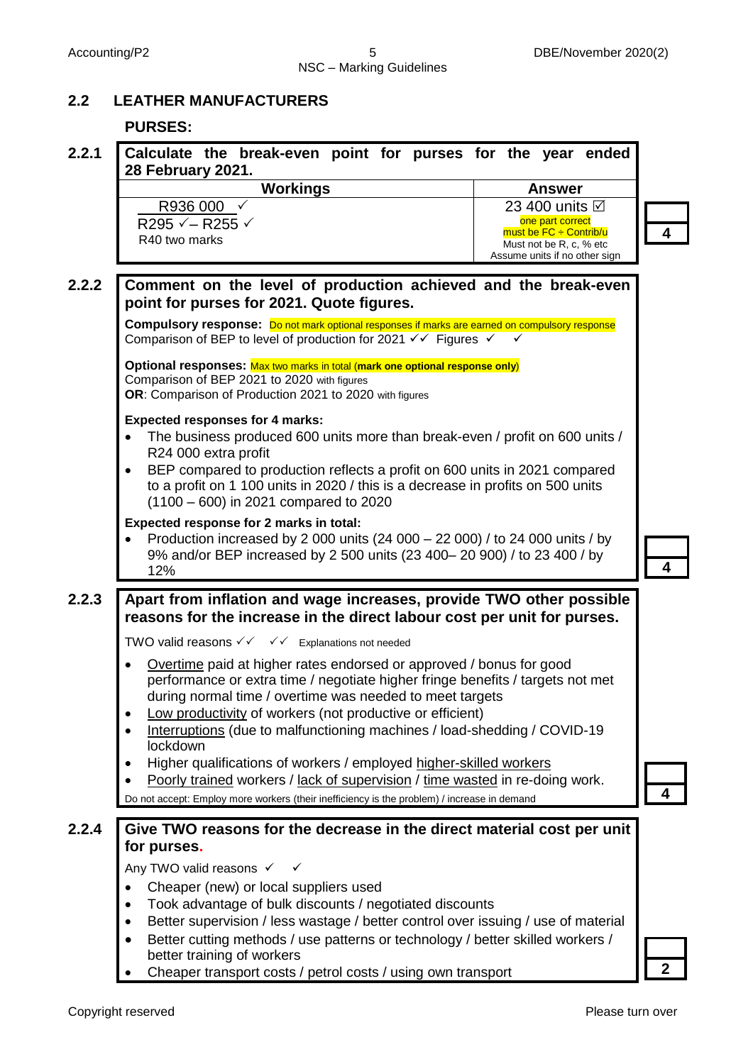## 2.2 LEATHER MANUFACTURERS

### PURSES:

**2.2.1 Calculate the break-even point for purses for the year ended 28 February 2021.**

| Workings | Answer | |
|---|---|---|
| R936 000 ✓<br>R295 ✓– R255 ✓<br>R40 two marks | 23 400 units ☑<br>one part correct<br>must be FC ÷ Contrib/u<br>Must not be R, c, % etc<br>Assume units if no other sign | 4 |

**2.2.2 Comment on the level of production achieved and the break-even point for purses for 2021. Quote figures.**

**Compulsory response:** Do not mark optional responses if marks are earned on compulsory response
Comparison of BEP to level of production for 2021 ✓✓ Figures ✓ ✓

**Optional responses:** Max two marks in total (**mark one optional response only**)
Comparison of BEP 2021 to 2020 with figures
**OR**: Comparison of Production 2021 to 2020 with figures

**Expected responses for 4 marks:**

- The business produced 600 units more than break-even / profit on 600 units / R24 000 extra profit
- BEP compared to production reflects a profit on 600 units in 2021 compared to a profit on 1 100 units in 2020 / this is a decrease in profits on 500 units (1100 – 600) in 2021 compared to 2020

**Expected response for 2 marks in total:**

- Production increased by 2 000 units (24 000 – 22 000) / to 24 000 units / by 9% and/or BEP increased by 2 500 units (23 400– 20 900) / to 23 400 / by 12%

**4**

**2.2.3 Apart from inflation and wage increases, provide TWO other possible reasons for the increase in the direct labour cost per unit for purses.**

TWO valid reasons ✓✓ ✓✓ Explanations not needed

- Overtime paid at higher rates endorsed or approved / bonus for good performance or extra time / negotiate higher fringe benefits / targets not met during normal time / overtime was needed to meet targets
- Low productivity of workers (not productive or efficient)
- Interruptions (due to malfunctioning machines / load-shedding / COVID-19 lockdown
- Higher qualifications of workers / employed higher-skilled workers
- Poorly trained workers / lack of supervision / time wasted in re-doing work.

Do not accept: Employ more workers (their inefficiency is the problem) / increase in demand

**4**

**2.2.4 Give TWO reasons for the decrease in the direct material cost per unit for purses.**

Any TWO valid reasons ✓ ✓

- Cheaper (new) or local suppliers used
- Took advantage of bulk discounts / negotiated discounts
- Better supervision / less wastage / better control over issuing / use of material
- Better cutting methods / use patterns or technology / better skilled workers / better training of workers
- Cheaper transport costs / petrol costs / using own transport

**2**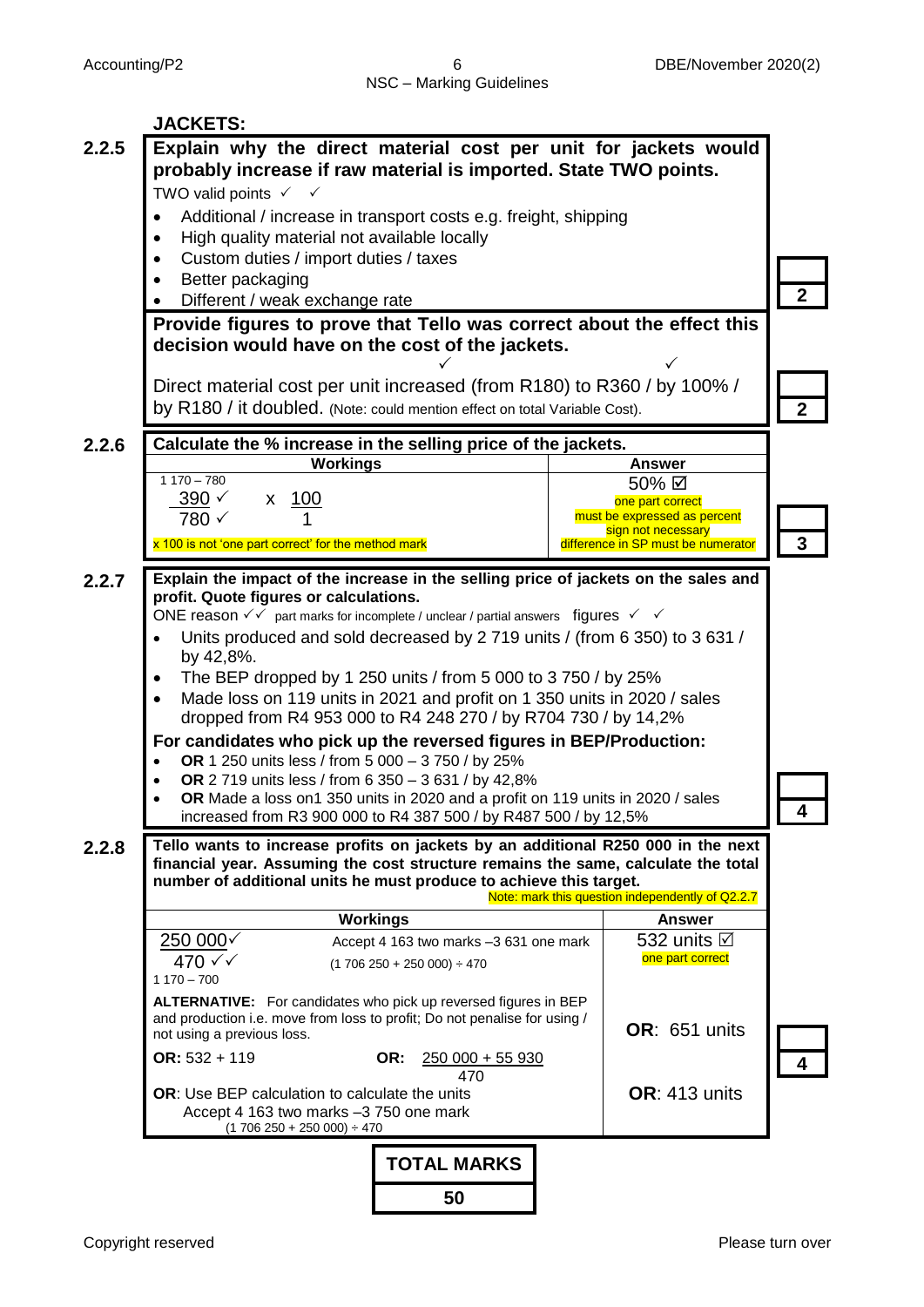## JACKETS:

### 2.2.5

**Explain why the direct material cost per unit for jackets would probably increase if raw material is imported. State TWO points.**

TWO valid points ✓ ✓

- Additional / increase in transport costs e.g. freight, shipping
- High quality material not available locally
- Custom duties / import duties / taxes
- Better packaging
- Different / weak exchange rate

**2**

**Provide figures to prove that Tello was correct about the effect this decision would have on the cost of the jackets.**

Direct material cost per unit increased (from R180) to R360 ✓ / by 100% / by R180 / it doubled. ✓ (Note: could mention effect on total Variable Cost).

**2**

### 2.2.6

**Calculate the % increase in the selling price of the jackets.**

| Workings | Answer |
|---|---|
| 1 170 – 780<br>$\frac{390 ✓}{780 ✓} \times \frac{100}{1}$<br>x 100 is not 'one part correct' for the method mark | 50% ☑<br>one part correct<br>must be expressed as percent<br>sign not necessary<br>difference in SP must be numerator |

**3**

### 2.2.7

**Explain the impact of the increase in the selling price of jackets on the sales and profit. Quote figures or calculations.**

ONE reason ✓✓ part marks for incomplete / unclear / partial answers figures ✓ ✓

- Units produced and sold decreased by 2 719 units / (from 6 350) to 3 631 / by 42,8%.
- The BEP dropped by 1 250 units / from 5 000 to 3 750 / by 25%
- Made loss on 119 units in 2021 and profit on 1 350 units in 2020 / sales dropped from R4 953 000 to R4 248 270 / by R704 730 / by 14,2%

**For candidates who pick up the reversed figures in BEP/Production:**

- **OR** 1 250 units less / from 5 000 – 3 750 / by 25%
- **OR** 2 719 units less / from 6 350 – 3 631 / by 42,8%
- **OR** Made a loss on1 350 units in 2020 and a profit on 119 units in 2020 / sales increased from R3 900 000 to R4 387 500 / by R487 500 / by 12,5%

**4**

### 2.2.8

**Tello wants to increase profits on jackets by an additional R250 000 in the next financial year. Assuming the cost structure remains the same, calculate the total number of additional units he must produce to achieve this target.**

Note: mark this question independently of Q2.2.7

| Workings | Answer |
|---|---|
| $\frac{250\ 000 ✓}{470 ✓✓}$<br>1 170 – 700<br>Accept 4 163 two marks –3 631 one mark<br>(1 706 250 + 250 000) ÷ 470 | 532 units ☑<br>one part correct |
| **ALTERNATIVE:** For candidates who pick up reversed figures in BEP and production i.e. move from loss to profit; Do not penalise for using / not using a previous loss.<br>**OR:** 532 + 119 &nbsp;&nbsp;&nbsp; **OR:** $\frac{250\ 000 + 55\ 930}{470}$ | **OR**: 651 units |
| **OR**: Use BEP calculation to calculate the units<br>Accept 4 163 two marks –3 750 one mark<br>(1 706 250 + 250 000) ÷ 470 | **OR**: 413 units |

**4**

**TOTAL MARKS: 50**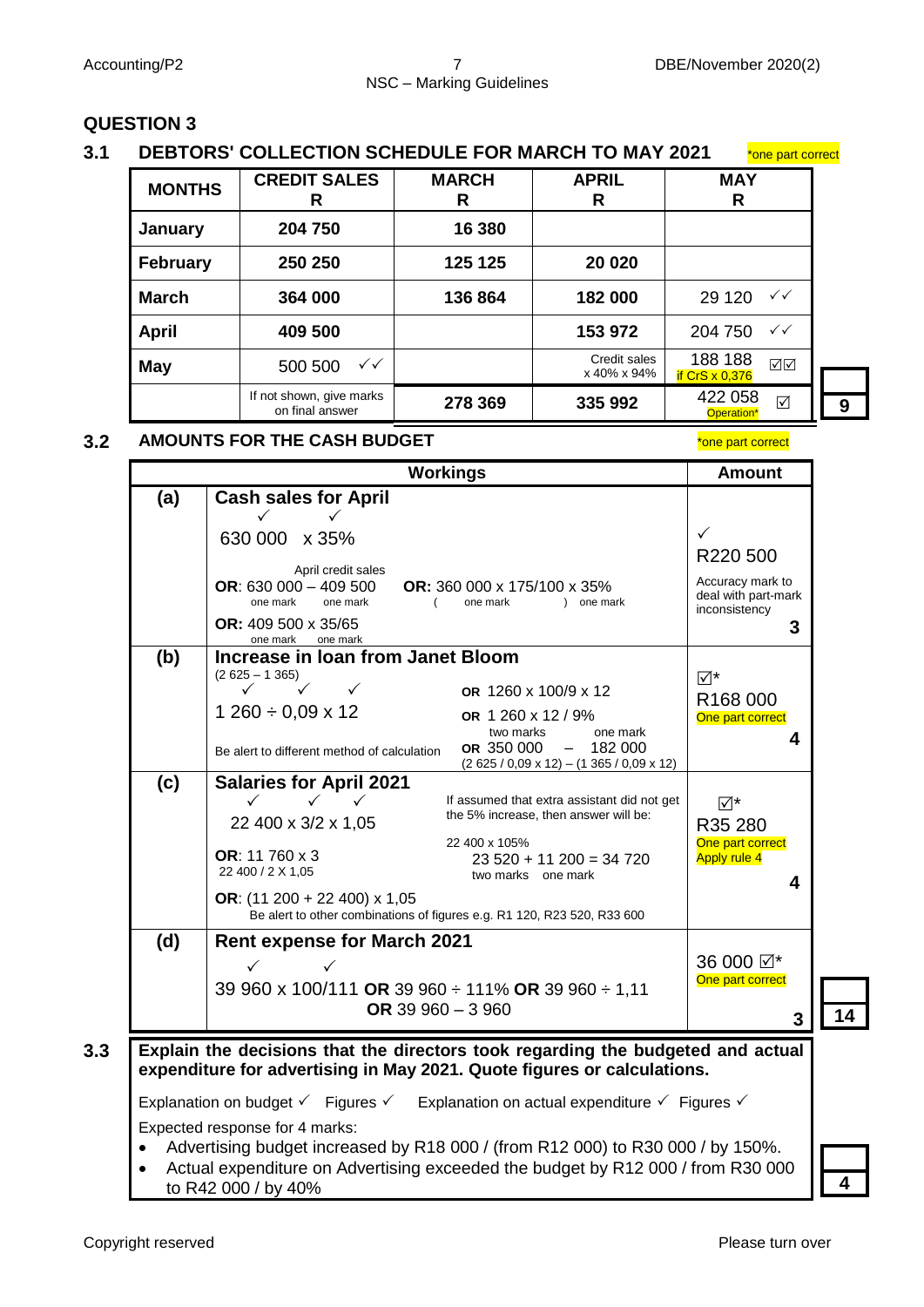## QUESTION 3

### 3.1 DEBTORS' COLLECTION SCHEDULE FOR MARCH TO MAY 2021

*one part correct

| MONTHS | CREDIT SALES R | MARCH R | APRIL R | MAY R |
|---|---|---|---|---|
| January | 204 750 | 16 380 | | |
| February | 250 250 | 125 125 | 20 020 | |
| March | 364 000 | 136 864 | 182 000 | 29 120 ✓✓ |
| April | 409 500 | | 153 972 | 204 750 ✓✓ |
| May | 500 500 ✓✓ | | Credit sales x 40% x 94% | 188 188 ☑☑ if CrS x 0,376 |
| | If not shown, give marks on final answer | 278 369 | 335 992 | 422 058 ☑ Operation* |

**9**

### 3.2 AMOUNTS FOR THE CASH BUDGET

*one part correct

| | Workings | Amount |
|---|---|---|
| (a) | **Cash sales for April**<br>630 000 ✓ x 35% ✓<br>**OR**: 630 000 – 409 500 (one mark, one mark; April credit sales) **OR**: 360 000 x 175/100 x 35% (( one mark ) one mark)<br>**OR**: 409 500 x 35/65 (one mark, one mark) | ✓ R220 500<br>Accuracy mark to deal with part-mark inconsistency<br>**3** |
| (b) | **Increase in loan from Janet Bloom**<br>(2 625 – 1 365)<br>1 260 ✓ ÷ 0,09 ✓ x 12 ✓<br>Be alert to different method of calculation<br>**OR** 1260 x 100/9 x 12<br>**OR** 1 260 x 12 / 9%<br>**OR** 350 000 (two marks) – 182 000 (one mark)<br>(2 625 / 0,09 x 12) – (1 365 / 0,09 x 12) | ☑* R168 000<br>One part correct<br>**4** |
| (c) | **Salaries for April 2021**<br>22 400 ✓ x 3/2 ✓ x 1,05 ✓<br>**OR**: 11 760 x 3<br>22 400 / 2 X 1,05<br>**OR**: (11 200 + 22 400) x 1,05<br>Be alert to other combinations of figures e.g. R1 120, R23 520, R33 600<br>If assumed that extra assistant did not get the 5% increase, then answer will be:<br>22 400 x 105%<br>23 520 + 11 200 = 34 720 (two marks, one mark) | ☑* R35 280<br>One part correct<br>Apply rule 4<br>**4** |
| (d) | **Rent expense for March 2021**<br>39 960 ✓ x 100/111 ✓ **OR** 39 960 ÷ 111% **OR** 39 960 ÷ 1,11<br>**OR** 39 960 – 3 960 | 36 000 ☑*<br>One part correct<br>**3** |

**14**

### 3.3

**Explain the decisions that the directors took regarding the budgeted and actual expenditure for advertising in May 2021. Quote figures or calculations.**

Explanation on budget ✓ Figures ✓ Explanation on actual expenditure ✓ Figures ✓

Expected response for 4 marks:

- Advertising budget increased by R18 000 / (from R12 000) to R30 000 / by 150%.
- Actual expenditure on Advertising exceeded the budget by R12 000 / from R30 000 to R42 000 / by 40%

**4**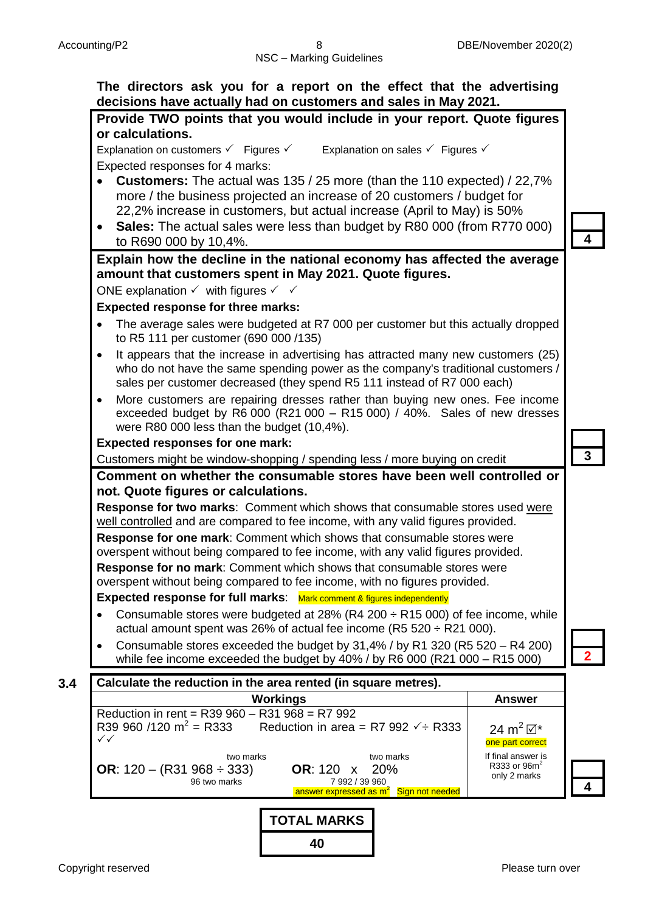**The directors ask you for a report on the effect that the advertising decisions have actually had on customers and sales in May 2021.**

**Provide TWO points that you would include in your report. Quote figures or calculations.**

Explanation on customers ✓ Figures ✓ Explanation on sales ✓ Figures ✓

Expected responses for 4 marks:

- **Customers:** The actual was 135 / 25 more (than the 110 expected) / 22,7% more / the business projected an increase of 20 customers / budget for 22,2% increase in customers, but actual increase (April to May) is 50%
- **Sales:** The actual sales were less than budget by R80 000 (from R770 000) to R690 000 by 10,4%.

**4**

**Explain how the decline in the national economy has affected the average amount that customers spent in May 2021. Quote figures.**

ONE explanation ✓ with figures ✓ ✓

**Expected response for three marks:**

- The average sales were budgeted at R7 000 per customer but this actually dropped to R5 111 per customer (690 000 /135)
- It appears that the increase in advertising has attracted many new customers (25) who do not have the same spending power as the company's traditional customers / sales per customer decreased (they spend R5 111 instead of R7 000 each)
- More customers are repairing dresses rather than buying new ones. Fee income exceeded budget by R6 000 (R21 000 – R15 000) / 40%. Sales of new dresses were R80 000 less than the budget (10,4%).

**Expected responses for one mark:**

Customers might be window-shopping / spending less / more buying on credit

**3**

**Comment on whether the consumable stores have been well controlled or not. Quote figures or calculations.**

**Response for two marks**: Comment which shows that consumable stores used were well controlled and are compared to fee income, with any valid figures provided.

**Response for one mark**: Comment which shows that consumable stores were overspent without being compared to fee income, with any valid figures provided.

**Response for no mark**: Comment which shows that consumable stores were overspent without being compared to fee income, with no figures provided.

**Expected response for full marks**: Mark comment & figures independently

- Consumable stores were budgeted at 28% (R4 200 ÷ R15 000) of fee income, while actual amount spent was 26% of actual fee income (R5 520 ÷ R21 000).
- Consumable stores exceeded the budget by 31,4% / by R1 320 (R5 520 – R4 200) while fee income exceeded the budget by 40% / by R6 000 (R21 000 – R15 000)

**2**

**3.4** **Calculate the reduction in the area rented (in square metres).**

| Workings | Answer |
|---|---|
| Reduction in rent = R39 960 – R31 968 = R7 992<br>R39 960 /120 $m^2$ = R333 ✓✓ (two marks) &nbsp;&nbsp; Reduction in area = R7 992 ✓÷ R333 (two marks)<br>**OR**: 120 – (R31 968 ÷ 333) (96 two marks) &nbsp;&nbsp; **OR**: 120 x 20% (7 992 / 39 960)<br>answer expressed as $m^2$ &nbsp; Sign not needed | 24 $m^2$ ☑*<br>one part correct<br>If final answer is R333 or 96$m^2$ only 2 marks |

**4**

**TOTAL MARKS**

**40**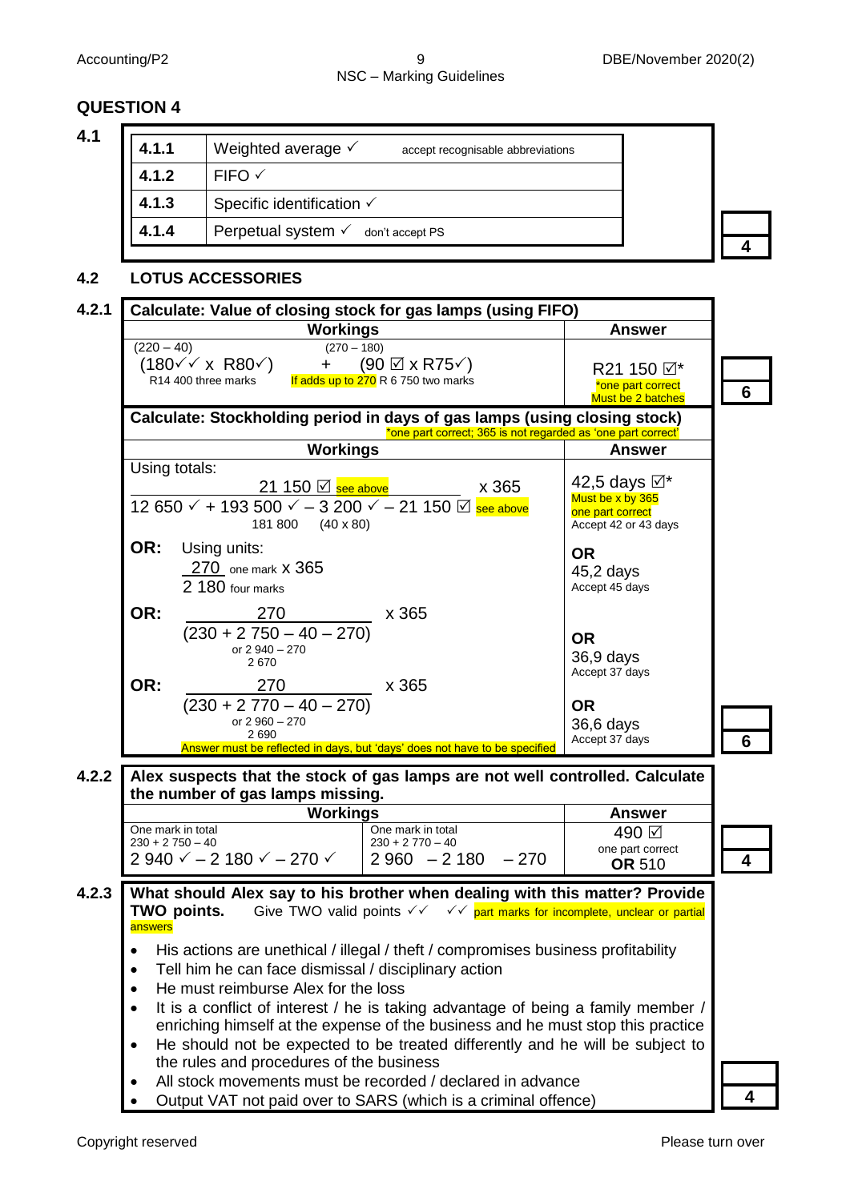## QUESTION 4

### 4.1

| | | |
|---|---|---|
| 4.1.1 | Weighted average ✓ | accept recognisable abbreviations |
| 4.1.2 | FIFO ✓ | |
| 4.1.3 | Specific identification ✓ | |
| 4.1.4 | Perpetual system ✓ | don't accept PS |

**4**

### 4.2 LOTUS ACCESSORIES

#### 4.2.1

**Calculate: Value of closing stock for gas lamps (using FIFO)**

| Workings | Answer |
|---|---|
| (220 – 40) (180✓✓ x R80✓) R14 400 three marks + (270 – 180) (90 ☑ x R75✓) If adds up to 270 R 6 750 two marks | R21 150 ☑* *one part correct Must be 2 batches |

**6**

**Calculate: Stockholding period in days of gas lamps (using closing stock)**

*one part correct; 365 is not regarded as 'one part correct'

| Workings | Answer |
|---|---|
| Using totals: $\frac{21\ 150 ☑ \text{ see above}}{12\ 650 ✓ + 193\ 500 ✓ – 3\ 200 ✓ – 21\ 150 ☑ \text{ see above}}$ x 365 <br> 181 800 (40 x 80) | 42,5 days ☑* Must be x by 365 one part correct Accept 42 or 43 days |
| OR: Using units: $\frac{270 \text{ one mark}}{2\ 180 \text{ four marks}}$ x 365 | OR 45,2 days Accept 45 days |
| OR: $\frac{270}{(230 + 2\ 750 – 40 – 270)}$ x 365 <br> or 2 940 – 270 <br> 2 670 | OR 36,9 days Accept 37 days |
| OR: $\frac{270}{(230 + 2\ 770 – 40 – 270)}$ x 365 <br> or 2 960 – 270 <br> 2 690 <br> Answer must be reflected in days, but 'days' does not have to be specified | OR 36,6 days Accept 37 days |

**6**

#### 4.2.2

**Alex suspects that the stock of gas lamps are not well controlled. Calculate the number of gas lamps missing.**

| Workings | | Answer |
|---|---|---|
| One mark in total 230 + 2 750 – 40 <br> 2 940 ✓ – 2 180 ✓ – 270 ✓ | One mark in total 230 + 2 770 – 40 <br> 2 960 – 2 180 – 270 | 490 ☑ one part correct **OR** 510 |

**4**

#### 4.2.3

**What should Alex say to his brother when dealing with this matter? Provide TWO points.** Give TWO valid points ✓✓ ✓✓ part marks for incomplete, unclear or partial answers

- His actions are unethical / illegal / theft / compromises business profitability
- Tell him he can face dismissal / disciplinary action
- He must reimburse Alex for the loss
- It is a conflict of interest / he is taking advantage of being a family member / enriching himself at the expense of the business and he must stop this practice
- He should not be expected to be treated differently and he will be subject to the rules and procedures of the business
- All stock movements must be recorded / declared in advance
- Output VAT not paid over to SARS (which is a criminal offence)

**4**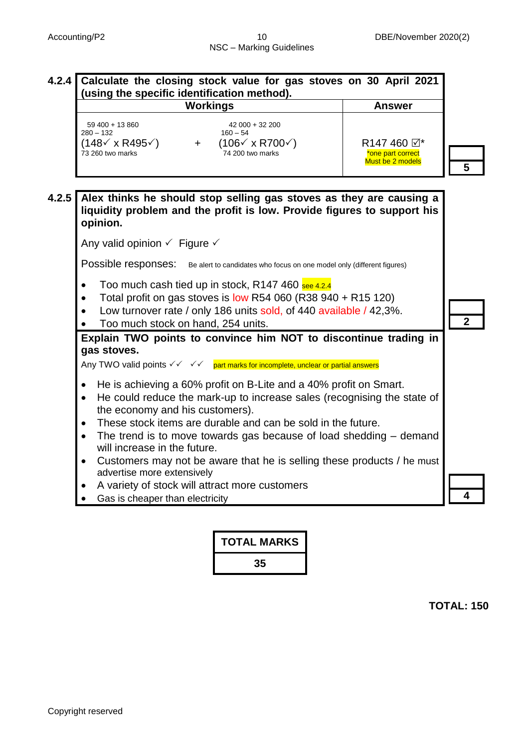**4.2.4** **Calculate the closing stock value for gas stoves on 30 April 2021 (using the specific identification method).**

| Workings | Answer |
|---|---|
| 59 400 + 13 860 / 280 – 132 / (148✓ x R495✓) / 73 260 two marks **+** 42 000 + 32 200 / 160 – 54 / (106✓ x R700✓) / 74 200 two marks | R147 460 ☑* <br> *one part correct <br> Must be 2 models |

**5**

**4.2.5** **Alex thinks he should stop selling gas stoves as they are causing a liquidity problem and the profit is low. Provide figures to support his opinion.**

Any valid opinion ✓ Figure ✓

Possible responses: Be alert to candidates who focus on one model only (different figures)

- Too much cash tied up in stock, R147 460 see 4.2.4
- Total profit on gas stoves is low R54 060 (R38 940 + R15 120)
- Low turnover rate / only 186 units sold, of 440 available / 42,3%.
- Too much stock on hand, 254 units.

**2**

**Explain TWO points to convince him NOT to discontinue trading in gas stoves.**

Any TWO valid points ✓✓ ✓✓ part marks for incomplete, unclear or partial answers

- He is achieving a 60% profit on B-Lite and a 40% profit on Smart.
- He could reduce the mark-up to increase sales (recognising the state of the economy and his customers).
- These stock items are durable and can be sold in the future.
- The trend is to move towards gas because of load shedding – demand will increase in the future.
- Customers may not be aware that he is selling these products / he must advertise more extensively
- A variety of stock will attract more customers
- Gas is cheaper than electricity

**4**

| TOTAL MARKS |
|---|
| 35 |

**TOTAL: 150**